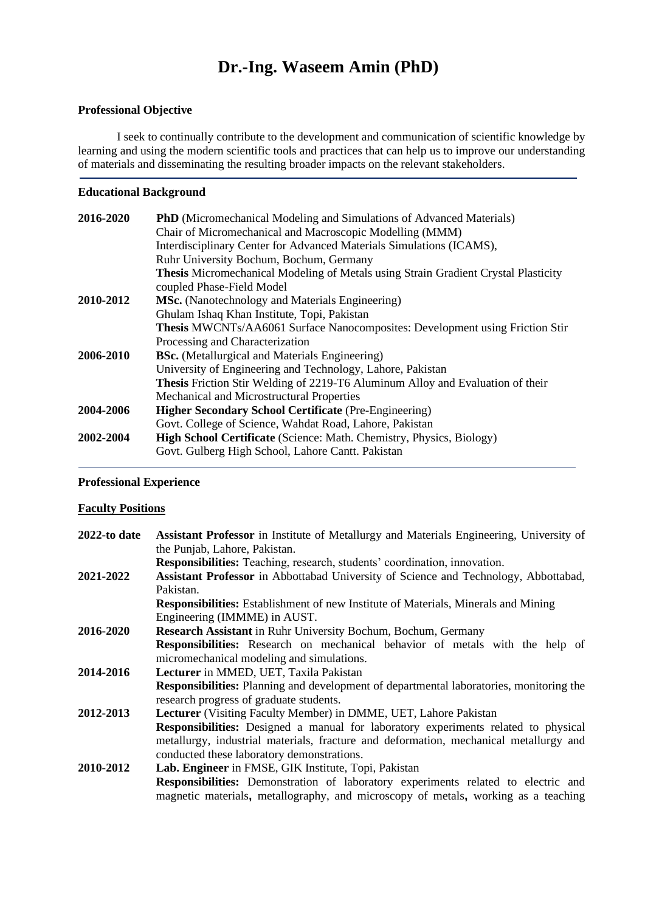# Dr.-Ing. Waseem Amin (PhD)

**Professional Objective**

I seek to continually contribute to the development and communication of scientific knowledge by learning and using the modern scientific tools and practices that can help us to improve our understanding of materials and disseminating the resulting broader impacts on the relevant stakeholders.

---

**Educational Background**

| | |
|---|---|
| **2016-2020** | **PhD** (Micromechanical Modeling and Simulations of Advanced Materials)<br>Chair of Micromechanical and Macroscopic Modelling (MMM)<br>Interdisciplinary Center for Advanced Materials Simulations (ICAMS),<br>Ruhr University Bochum, Bochum, Germany<br>**Thesis** Micromechanical Modeling of Metals using Strain Gradient Crystal Plasticity coupled Phase-Field Model |
| **2010-2012** | **MSc.** (Nanotechnology and Materials Engineering)<br>Ghulam Ishaq Khan Institute, Topi, Pakistan<br>**Thesis** MWCNTs/AA6061 Surface Nanocomposites: Development using Friction Stir Processing and Characterization |
| **2006-2010** | **BSc.** (Metallurgical and Materials Engineering)<br>University of Engineering and Technology, Lahore, Pakistan<br>**Thesis** Friction Stir Welding of 2219-T6 Aluminum Alloy and Evaluation of their Mechanical and Microstructural Properties |
| **2004-2006** | **Higher Secondary School Certificate** (Pre-Engineering)<br>Govt. College of Science, Wahdat Road, Lahore, Pakistan |
| **2002-2004** | **High School Certificate** (Science: Math. Chemistry, Physics, Biology)<br>Govt. Gulberg High School, Lahore Cantt. Pakistan |

---

**Professional Experience**

**Faculty Positions**

| | |
|---|---|
| **2022-to date** | **Assistant Professor** in Institute of Metallurgy and Materials Engineering, University of the Punjab, Lahore, Pakistan.<br>**Responsibilities:** Teaching, research, students' coordination, innovation. |
| **2021-2022** | **Assistant Professor** in Abbottabad University of Science and Technology, Abbottabad, Pakistan.<br>**Responsibilities:** Establishment of new Institute of Materials, Minerals and Mining Engineering (IMMME) in AUST. |
| **2016-2020** | **Research Assistant** in Ruhr University Bochum, Bochum, Germany<br>**Responsibilities:** Research on mechanical behavior of metals with the help of micromechanical modeling and simulations. |
| **2014-2016** | **Lecturer** in MMED, UET, Taxila Pakistan<br>**Responsibilities:** Planning and development of departmental laboratories, monitoring the research progress of graduate students. |
| **2012-2013** | **Lecturer** (Visiting Faculty Member) in DMME, UET, Lahore Pakistan<br>**Responsibilities:** Designed a manual for laboratory experiments related to physical metallurgy, industrial materials, fracture and deformation, mechanical metallurgy and conducted these laboratory demonstrations. |
| **2010-2012** | **Lab. Engineer** in FMSE, GIK Institute, Topi, Pakistan<br>**Responsibilities:** Demonstration of laboratory experiments related to electric and magnetic materials**,** metallography, and microscopy of metals**,** working as a teaching |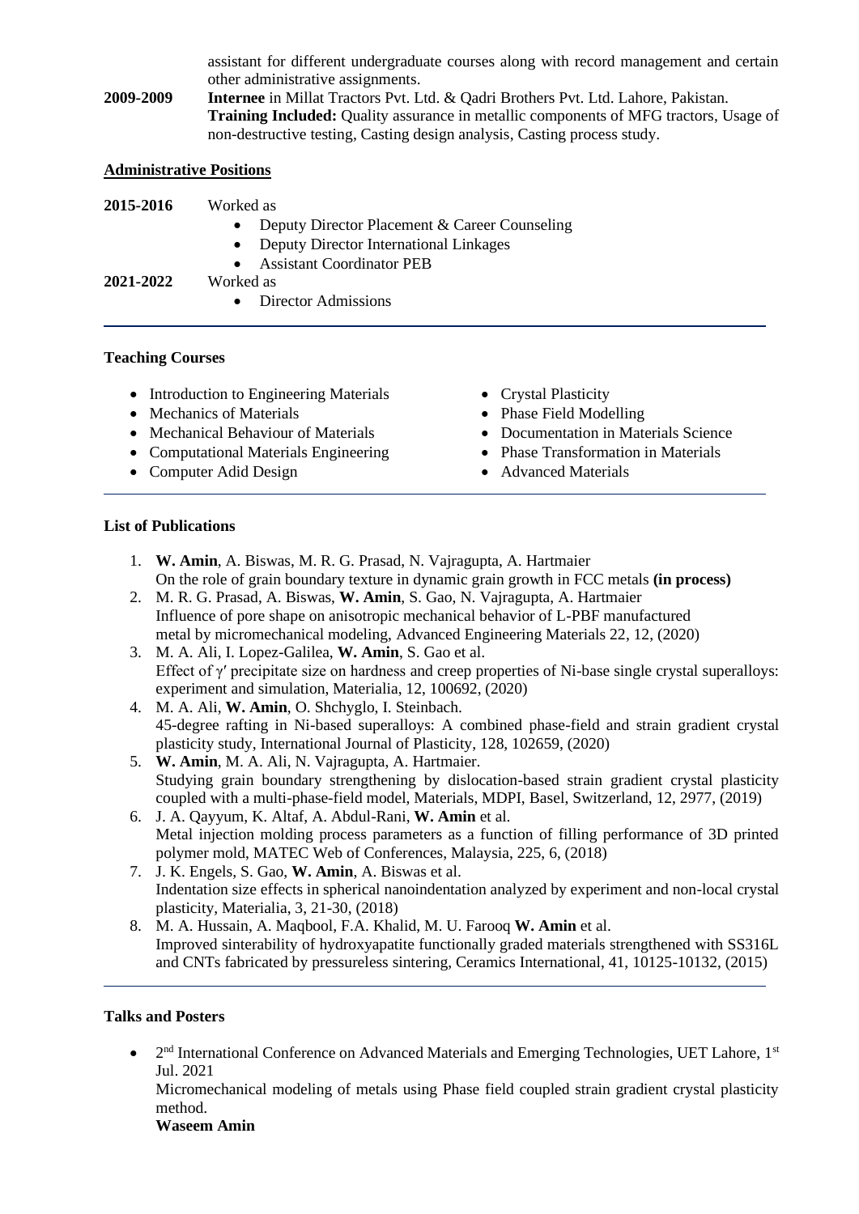assistant for different undergraduate courses along with record management and certain other administrative assignments.

**2009-2009** **Internee** in Millat Tractors Pvt. Ltd. & Qadri Brothers Pvt. Ltd. Lahore, Pakistan.
**Training Included:** Quality assurance in metallic components of MFG tractors, Usage of non-destructive testing, Casting design analysis, Casting process study.

**Administrative Positions**

**2015-2016** Worked as

- Deputy Director Placement & Career Counseling
- Deputy Director International Linkages
- Assistant Coordinator PEB

**2021-2022** Worked as

- Director Admissions

**Teaching Courses**

- Introduction to Engineering Materials
- Mechanics of Materials
- Mechanical Behaviour of Materials
- Computational Materials Engineering
- Computer Adid Design
- Crystal Plasticity
- Phase Field Modelling
- Documentation in Materials Science
- Phase Transformation in Materials
- Advanced Materials

**List of Publications**

1. **W. Amin**, A. Biswas, M. R. G. Prasad, N. Vajragupta, A. Hartmaier
   On the role of grain boundary texture in dynamic grain growth in FCC metals **(in process)**
2. M. R. G. Prasad, A. Biswas, **W. Amin**, S. Gao, N. Vajragupta, A. Hartmaier
   Influence of pore shape on anisotropic mechanical behavior of L-PBF manufactured metal by micromechanical modeling, Advanced Engineering Materials 22, 12, (2020)
3. M. A. Ali, I. Lopez-Galilea, **W. Amin**, S. Gao et al.
   Effect of γ′ precipitate size on hardness and creep properties of Ni-base single crystal superalloys: experiment and simulation, Materialia, 12, 100692, (2020)
4. M. A. Ali, **W. Amin**, O. Shchyglo, I. Steinbach.
   45-degree rafting in Ni-based superalloys: A combined phase-field and strain gradient crystal plasticity study, International Journal of Plasticity, 128, 102659, (2020)
5. **W. Amin**, M. A. Ali, N. Vajragupta, A. Hartmaier.
   Studying grain boundary strengthening by dislocation-based strain gradient crystal plasticity coupled with a multi-phase-field model, Materials, MDPI, Basel, Switzerland, 12, 2977, (2019)
6. J. A. Qayyum, K. Altaf, A. Abdul-Rani, **W. Amin** et al.
   Metal injection molding process parameters as a function of filling performance of 3D printed polymer mold, MATEC Web of Conferences, Malaysia, 225, 6, (2018)
7. J. K. Engels, S. Gao, **W. Amin**, A. Biswas et al.
   Indentation size effects in spherical nanoindentation analyzed by experiment and non-local crystal plasticity, Materialia, 3, 21-30, (2018)
8. M. A. Hussain, A. Maqbool, F.A. Khalid, M. U. Farooq **W. Amin** et al.
   Improved sinterability of hydroxyapatite functionally graded materials strengthened with SS316L and CNTs fabricated by pressureless sintering, Ceramics International, 41, 10125-10132, (2015)

**Talks and Posters**

- 2nd International Conference on Advanced Materials and Emerging Technologies, UET Lahore, 1st Jul. 2021
  Micromechanical modeling of metals using Phase field coupled strain gradient crystal plasticity method.
  **Waseem Amin**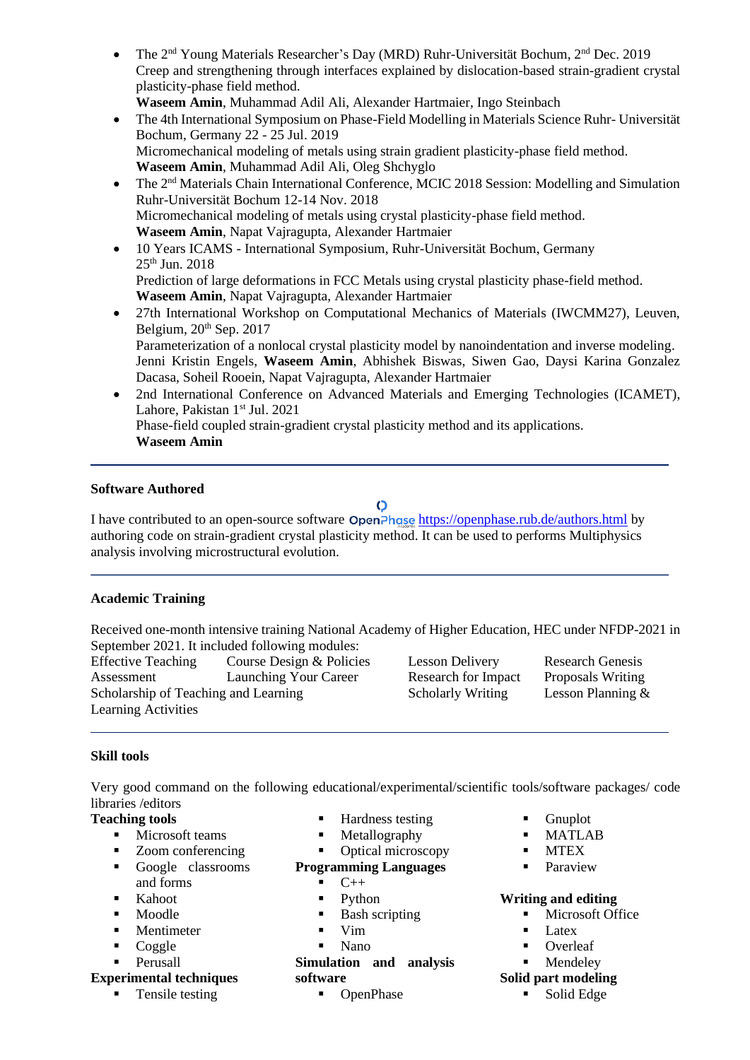- The 2nd Young Materials Researcher's Day (MRD) Ruhr-Universität Bochum, 2nd Dec. 2019
  Creep and strengthening through interfaces explained by dislocation-based strain-gradient crystal plasticity-phase field method.
  **Waseem Amin**, Muhammad Adil Ali, Alexander Hartmaier, Ingo Steinbach
- The 4th International Symposium on Phase-Field Modelling in Materials Science Ruhr- Universität Bochum, Germany 22 - 25 Jul. 2019
  Micromechanical modeling of metals using strain gradient plasticity-phase field method.
  **Waseem Amin**, Muhammad Adil Ali, Oleg Shchyglo
- The 2nd Materials Chain International Conference, MCIC 2018 Session: Modelling and Simulation Ruhr-Universität Bochum 12-14 Nov. 2018
  Micromechanical modeling of metals using crystal plasticity-phase field method.
  **Waseem Amin**, Napat Vajragupta, Alexander Hartmaier
- 10 Years ICAMS - International Symposium, Ruhr-Universität Bochum, Germany
  25th Jun. 2018
  Prediction of large deformations in FCC Metals using crystal plasticity phase-field method.
  **Waseem Amin**, Napat Vajragupta, Alexander Hartmaier
- 27th International Workshop on Computational Mechanics of Materials (IWCMM27), Leuven, Belgium, 20th Sep. 2017
  Parameterization of a nonlocal crystal plasticity model by nanoindentation and inverse modeling.
  Jenni Kristin Engels, **Waseem Amin**, Abhishek Biswas, Siwen Gao, Daysi Karina Gonzalez Dacasa, Soheil Rooein, Napat Vajragupta, Alexander Hartmaier
- 2nd International Conference on Advanced Materials and Emerging Technologies (ICAMET), Lahore, Pakistan 1st Jul. 2021
  Phase-field coupled strain-gradient crystal plasticity method and its applications.
  **Waseem Amin**

---

**Software Authored**

I have contributed to an open-source software OpenPhase https://openphase.rub.de/authors.html by authoring code on strain-gradient crystal plasticity method. It can be used to performs Multiphysics analysis involving microstructural evolution.

---

**Academic Training**

Received one-month intensive training National Academy of Higher Education, HEC under NFDP-2021 in September 2021. It included following modules:

Effective Teaching, Course Design & Policies, Lesson Delivery, Research Genesis, Assessment, Launching Your Career, Research for Impact, Proposals Writing, Scholarship of Teaching and Learning, Scholarly Writing, Lesson Planning & Learning Activities

---

**Skill tools**

Very good command on the following educational/experimental/scientific tools/software packages/ code libraries /editors

**Teaching tools**
- Microsoft teams
- Zoom conferencing
- Google classrooms and forms
- Kahoot
- Moodle
- Mentimeter
- Coggle
- Perusall

**Experimental techniques**
- Tensile testing
- Hardness testing
- Metallography
- Optical microscopy

**Programming Languages**
- C++
- Python
- Bash scripting
- Vim
- Nano

**Simulation and analysis software**
- OpenPhase
- Gnuplot
- MATLAB
- MTEX
- Paraview

**Writing and editing**
- Microsoft Office
- Latex
- Overleaf
- Mendeley

**Solid part modeling**
- Solid Edge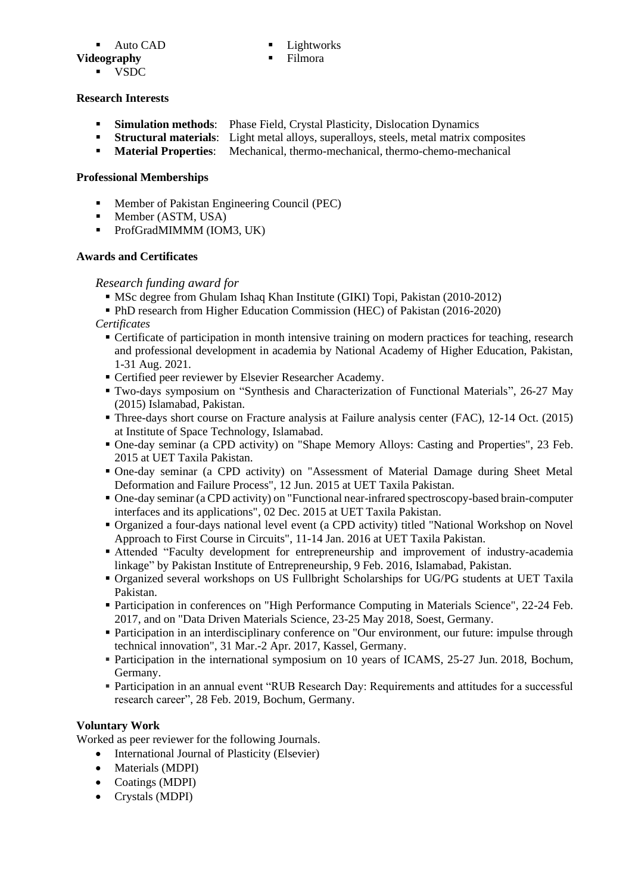- Auto CAD

**Videography**

- VSDC
- Lightworks
- Filmora

**Research Interests**

- **Simulation methods**: Phase Field, Crystal Plasticity, Dislocation Dynamics
- **Structural materials**: Light metal alloys, superalloys, steels, metal matrix composites
- **Material Properties**: Mechanical, thermo-mechanical, thermo-chemo-mechanical

**Professional Memberships**

- Member of Pakistan Engineering Council (PEC)
- Member (ASTM, USA)
- ProfGradMIMMM (IOM3, UK)

**Awards and Certificates**

*Research funding award for*

- MSc degree from Ghulam Ishaq Khan Institute (GIKI) Topi, Pakistan (2010-2012)
- PhD research from Higher Education Commission (HEC) of Pakistan (2016-2020)

*Certificates*

- Certificate of participation in month intensive training on modern practices for teaching, research and professional development in academia by National Academy of Higher Education, Pakistan, 1-31 Aug. 2021.
- Certified peer reviewer by Elsevier Researcher Academy.
- Two-days symposium on "Synthesis and Characterization of Functional Materials", 26-27 May (2015) Islamabad, Pakistan.
- Three-days short course on Fracture analysis at Failure analysis center (FAC), 12-14 Oct. (2015) at Institute of Space Technology, Islamabad.
- One-day seminar (a CPD activity) on "Shape Memory Alloys: Casting and Properties", 23 Feb. 2015 at UET Taxila Pakistan.
- One-day seminar (a CPD activity) on "Assessment of Material Damage during Sheet Metal Deformation and Failure Process", 12 Jun. 2015 at UET Taxila Pakistan.
- One-day seminar (a CPD activity) on "Functional near-infrared spectroscopy-based brain-computer interfaces and its applications", 02 Dec. 2015 at UET Taxila Pakistan.
- Organized a four-days national level event (a CPD activity) titled "National Workshop on Novel Approach to First Course in Circuits", 11-14 Jan. 2016 at UET Taxila Pakistan.
- Attended "Faculty development for entrepreneurship and improvement of industry-academia linkage" by Pakistan Institute of Entrepreneurship, 9 Feb. 2016, Islamabad, Pakistan.
- Organized several workshops on US Fullbright Scholarships for UG/PG students at UET Taxila Pakistan.
- Participation in conferences on "High Performance Computing in Materials Science", 22-24 Feb. 2017, and on "Data Driven Materials Science, 23-25 May 2018, Soest, Germany.
- Participation in an interdisciplinary conference on "Our environment, our future: impulse through technical innovation", 31 Mar.-2 Apr. 2017, Kassel, Germany.
- Participation in the international symposium on 10 years of ICAMS, 25-27 Jun. 2018, Bochum, Germany.
- Participation in an annual event "RUB Research Day: Requirements and attitudes for a successful research career", 28 Feb. 2019, Bochum, Germany.

**Voluntary Work**

Worked as peer reviewer for the following Journals.

- International Journal of Plasticity (Elsevier)
- Materials (MDPI)
- Coatings (MDPI)
- Crystals (MDPI)